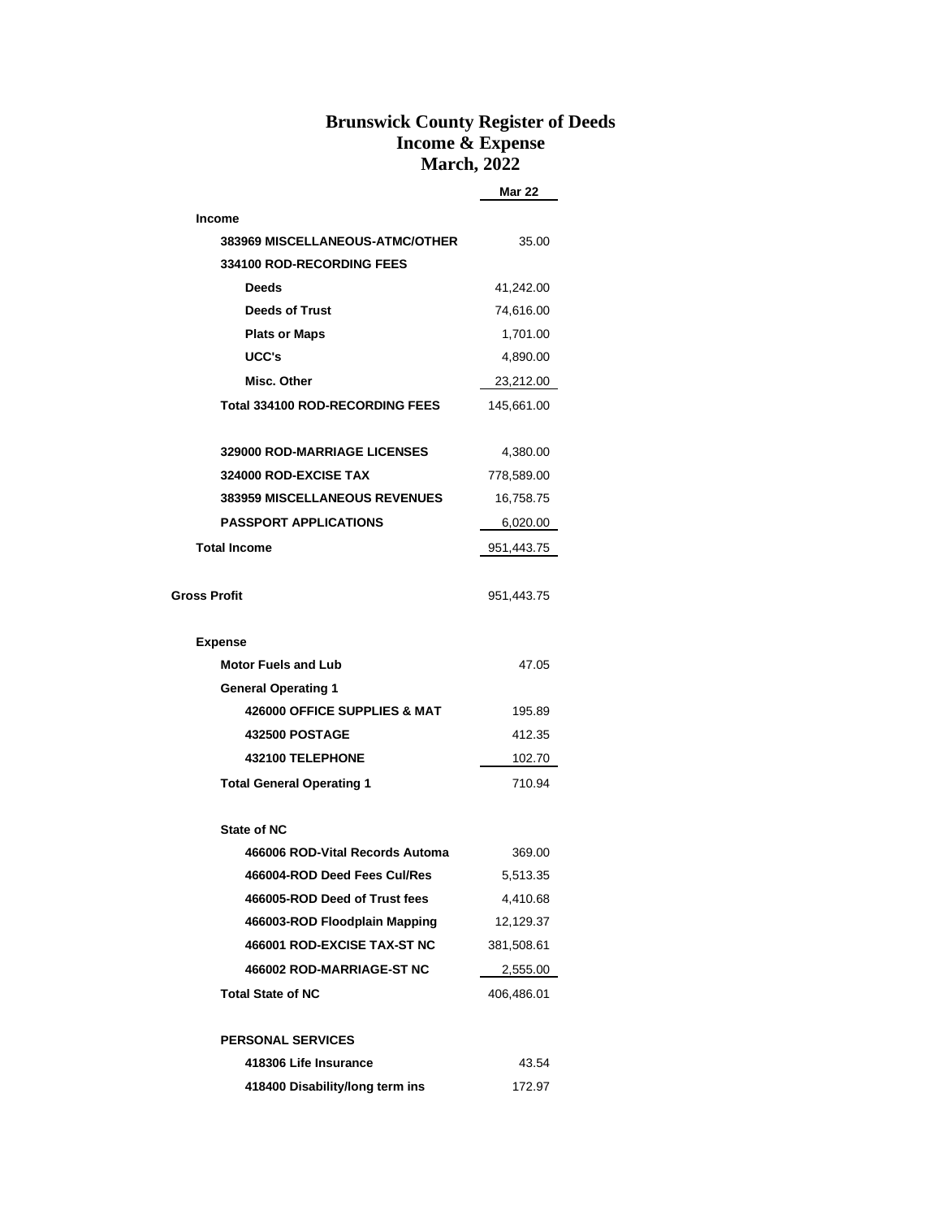# Brunswick County Register of Deeds
## Income & Expense
## March, 2022

| | Mar 22 |
|---|---|
| **Income** | |
| **383969 MISCELLANEOUS-ATMC/OTHER** | 35.00 |
| **334100 ROD-RECORDING FEES** | |
| **Deeds** | 41,242.00 |
| **Deeds of Trust** | 74,616.00 |
| **Plats or Maps** | 1,701.00 |
| **UCC's** | 4,890.00 |
| **Misc. Other** | 23,212.00 |
| **Total 334100 ROD-RECORDING FEES** | 145,661.00 |
| | |
| **329000 ROD-MARRIAGE LICENSES** | 4,380.00 |
| **324000 ROD-EXCISE TAX** | 778,589.00 |
| **383959 MISCELLANEOUS REVENUES** | 16,758.75 |
| **PASSPORT APPLICATIONS** | 6,020.00 |
| **Total Income** | 951,443.75 |
| | |
| **Gross Profit** | 951,443.75 |
| | |
| **Expense** | |
| **Motor Fuels and Lub** | 47.05 |
| **General Operating 1** | |
| **426000 OFFICE SUPPLIES & MAT** | 195.89 |
| **432500 POSTAGE** | 412.35 |
| **432100 TELEPHONE** | 102.70 |
| **Total General Operating 1** | 710.94 |
| | |
| **State of NC** | |
| **466006 ROD-Vital Records Automa** | 369.00 |
| **466004-ROD Deed Fees Cul/Res** | 5,513.35 |
| **466005-ROD Deed of Trust fees** | 4,410.68 |
| **466003-ROD Floodplain Mapping** | 12,129.37 |
| **466001 ROD-EXCISE TAX-ST NC** | 381,508.61 |
| **466002 ROD-MARRIAGE-ST NC** | 2,555.00 |
| **Total State of NC** | 406,486.01 |
| | |
| **PERSONAL SERVICES** | |
| **418306 Life Insurance** | 43.54 |
| **418400 Disability/long term ins** | 172.97 |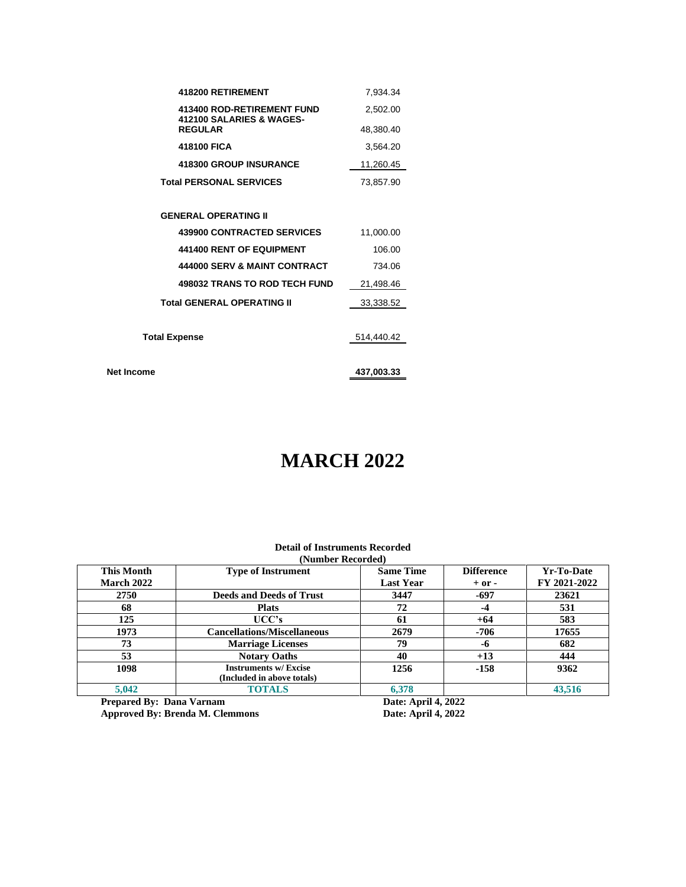| | |
|---|---|
| **418200 RETIREMENT** | 7,934.34 |
| **413400 ROD-RETIREMENT FUND** | 2,502.00 |
| **412100 SALARIES & WAGES-REGULAR** | 48,380.40 |
| **418100 FICA** | 3,564.20 |
| **418300 GROUP INSURANCE** | 11,260.45 |
| **Total PERSONAL SERVICES** | 73,857.90 |
| **GENERAL OPERATING II** | |
| **439900 CONTRACTED SERVICES** | 11,000.00 |
| **441400 RENT OF EQUIPMENT** | 106.00 |
| **444000 SERV & MAINT CONTRACT** | 734.06 |
| **498032 TRANS TO ROD TECH FUND** | 21,498.46 |
| **Total GENERAL OPERATING II** | 33,338.52 |
| **Total Expense** | 514,440.42 |
| **Net Income** | **437,003.33** |

# MARCH 2022

**Detail of Instruments Recorded**
**(Number Recorded)**

| This Month March 2022 | Type of Instrument | Same Time Last Year | Difference + or - | Yr-To-Date FY 2021-2022 |
|---|---|---|---|---|
| 2750 | Deeds and Deeds of Trust | 3447 | -697 | 23621 |
| 68 | Plats | 72 | -4 | 531 |
| 125 | UCC's | 61 | +64 | 583 |
| 1973 | Cancellations/Miscellaneous | 2679 | -706 | 17655 |
| 73 | Marriage Licenses | 79 | -6 | 682 |
| 53 | Notary Oaths | 40 | +13 | 444 |
| 1098 | Instruments w/ Excise (Included in above totals) | 1256 | -158 | 9362 |
| 5,042 | TOTALS | 6,378 | | 43,516 |

**Prepared By: Dana Varnam** **Date: April 4, 2022**
**Approved By: Brenda M. Clemmons** **Date: April 4, 2022**